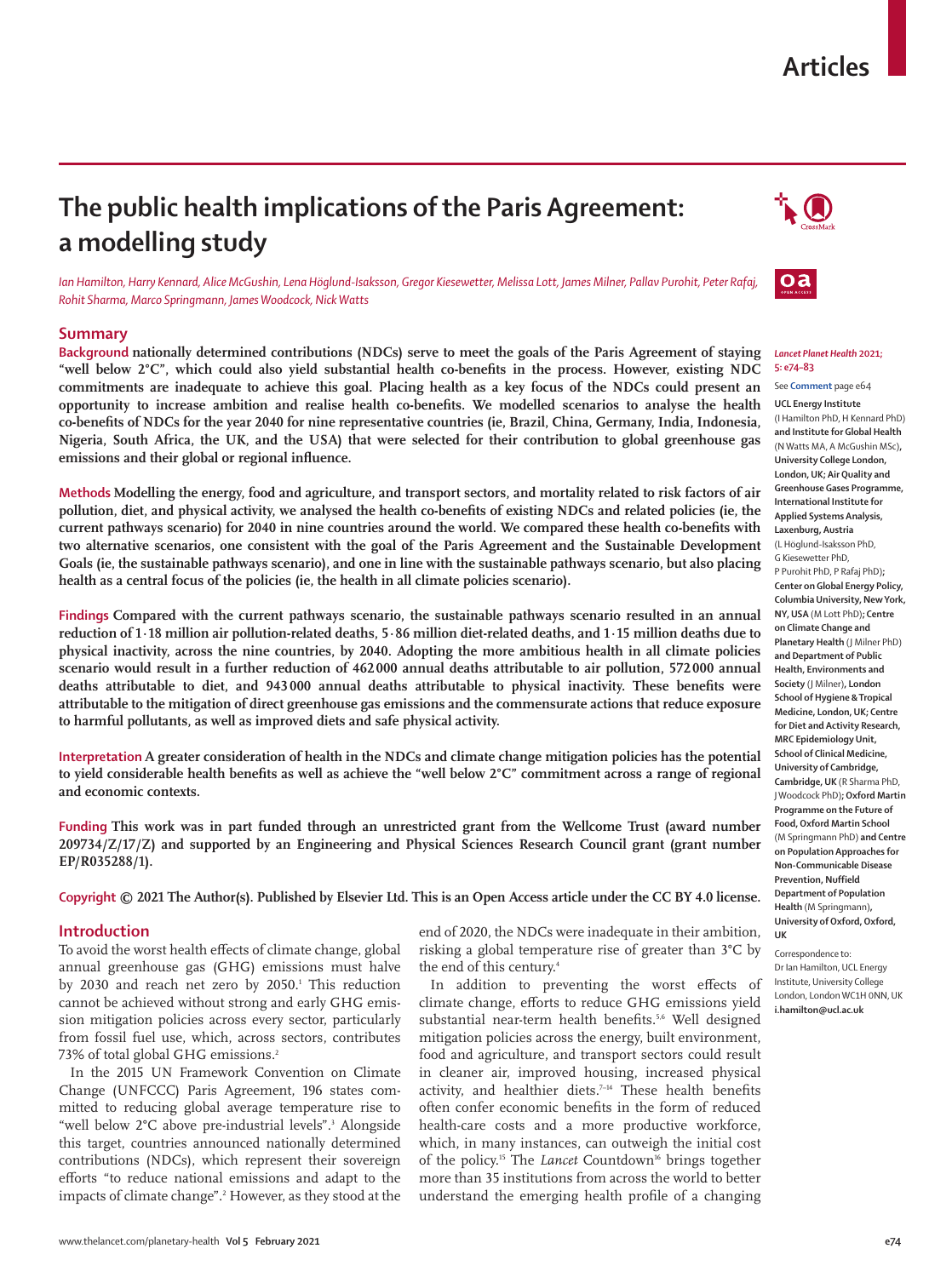# The public health implications of the Paris Agreement: a modelling study

*Ian Hamilton, Harry Kennard, Alice McGushin, Lena Höglund-Isaksson, Gregor Kiesewetter, Melissa Lott, James Milner, Pallav Purohit, Peter Rafaj, Rohit Sharma, Marco Springmann, James Woodcock, Nick Watts*

## Summary

**Background** nationally determined contributions (NDCs) serve to meet the goals of the Paris Agreement of staying "well below 2°C", which could also yield substantial health co-benefits in the process. However, existing NDC commitments are inadequate to achieve this goal. Placing health as a key focus of the NDCs could present an opportunity to increase ambition and realise health co-benefits. We modelled scenarios to analyse the health co-benefits of NDCs for the year 2040 for nine representative countries (ie, Brazil, China, Germany, India, Indonesia, Nigeria, South Africa, the UK, and the USA) that were selected for their contribution to global greenhouse gas emissions and their global or regional influence.

**Methods** Modelling the energy, food and agriculture, and transport sectors, and mortality related to risk factors of air pollution, diet, and physical activity, we analysed the health co-benefits of existing NDCs and related policies (ie, the current pathways scenario) for 2040 in nine countries around the world. We compared these health co-benefits with two alternative scenarios, one consistent with the goal of the Paris Agreement and the Sustainable Development Goals (ie, the sustainable pathways scenario), and one in line with the sustainable pathways scenario, but also placing health as a central focus of the policies (ie, the health in all climate policies scenario).

**Findings** Compared with the current pathways scenario, the sustainable pathways scenario resulted in an annual reduction of 1·18 million air pollution-related deaths, 5·86 million diet-related deaths, and 1·15 million deaths due to physical inactivity, across the nine countries, by 2040. Adopting the more ambitious health in all climate policies scenario would result in a further reduction of 462 000 annual deaths attributable to air pollution, 572 000 annual deaths attributable to diet, and 943 000 annual deaths attributable to physical inactivity. These benefits were attributable to the mitigation of direct greenhouse gas emissions and the commensurate actions that reduce exposure to harmful pollutants, as well as improved diets and safe physical activity.

**Interpretation** A greater consideration of health in the NDCs and climate change mitigation policies has the potential to yield considerable health benefits as well as achieve the "well below 2°C" commitment across a range of regional and economic contexts.

**Funding** This work was in part funded through an unrestricted grant from the Wellcome Trust (award number 209734/Z/17/Z) and supported by an Engineering and Physical Sciences Research Council grant (grant number EP/R035288/1).

**Copyright** © 2021 The Author(s). Published by Elsevier Ltd. This is an Open Access article under the CC BY 4.0 license.

*Lancet Planet Health* 2021; 5: e74–83

See **Comment** page e64

**UCL Energy Institute** (I Hamilton PhD, H Kennard PhD) **and Institute for Global Health** (N Watts MA, A McGushin MSc), **University College London, London, UK; Air Quality and Greenhouse Gases Programme, International Institute for Applied Systems Analysis, Laxenburg, Austria** (L Höglund-Isaksson PhD, G Kiesewetter PhD, P Purohit PhD, P Rafaj PhD)**; Center on Global Energy Policy, Columbia University, New York, NY, USA** (M Lott PhD)**; Centre on Climate Change and Planetary Health** (J Milner PhD) **and Department of Public Health, Environments and Society** (J Milner)**, London School of Hygiene & Tropical Medicine, London, UK; Centre for Diet and Activity Research, MRC Epidemiology Unit, School of Clinical Medicine, University of Cambridge, Cambridge, UK** (R Sharma PhD, J Woodcock PhD)**; Oxford Martin Programme on the Future of Food, Oxford Martin School** (M Springmann PhD) **and Centre on Population Approaches for Non-Communicable Disease Prevention, Nuffield Department of Population Health** (M Springmann)**, University of Oxford, Oxford, UK**

Correspondence to: Dr Ian Hamilton, UCL Energy Institute, University College London, London WC1H 0NN, UK **i.hamilton@ucl.ac.uk**

## Introduction

To avoid the worst health effects of climate change, global annual greenhouse gas (GHG) emissions must halve by 2030 and reach net zero by 2050.[1] This reduction cannot be achieved without strong and early GHG emission mitigation policies across every sector, particularly from fossil fuel use, which, across sectors, contributes 73% of total global GHG emissions.[2]

In the 2015 UN Framework Convention on Climate Change (UNFCCC) Paris Agreement, 196 states committed to reducing global average temperature rise to "well below 2°C above pre-industrial levels".[3] Alongside this target, countries announced nationally determined contributions (NDCs), which represent their sovereign efforts "to reduce national emissions and adapt to the impacts of climate change".[2] However, as they stood at the end of 2020, the NDCs were inadequate in their ambition, risking a global temperature rise of greater than 3°C by the end of this century.[4]

In addition to preventing the worst effects of climate change, efforts to reduce GHG emissions yield substantial near-term health benefits.[5,6] Well designed mitigation policies across the energy, built environment, food and agriculture, and transport sectors could result in cleaner air, improved housing, increased physical activity, and healthier diets.[7–14] These health benefits often confer economic benefits in the form of reduced health-care costs and a more productive workforce, which, in many instances, can outweigh the initial cost of the policy.[15] The *Lancet* Countdown[16] brings together more than 35 institutions from across the world to better understand the emerging health profile of a changing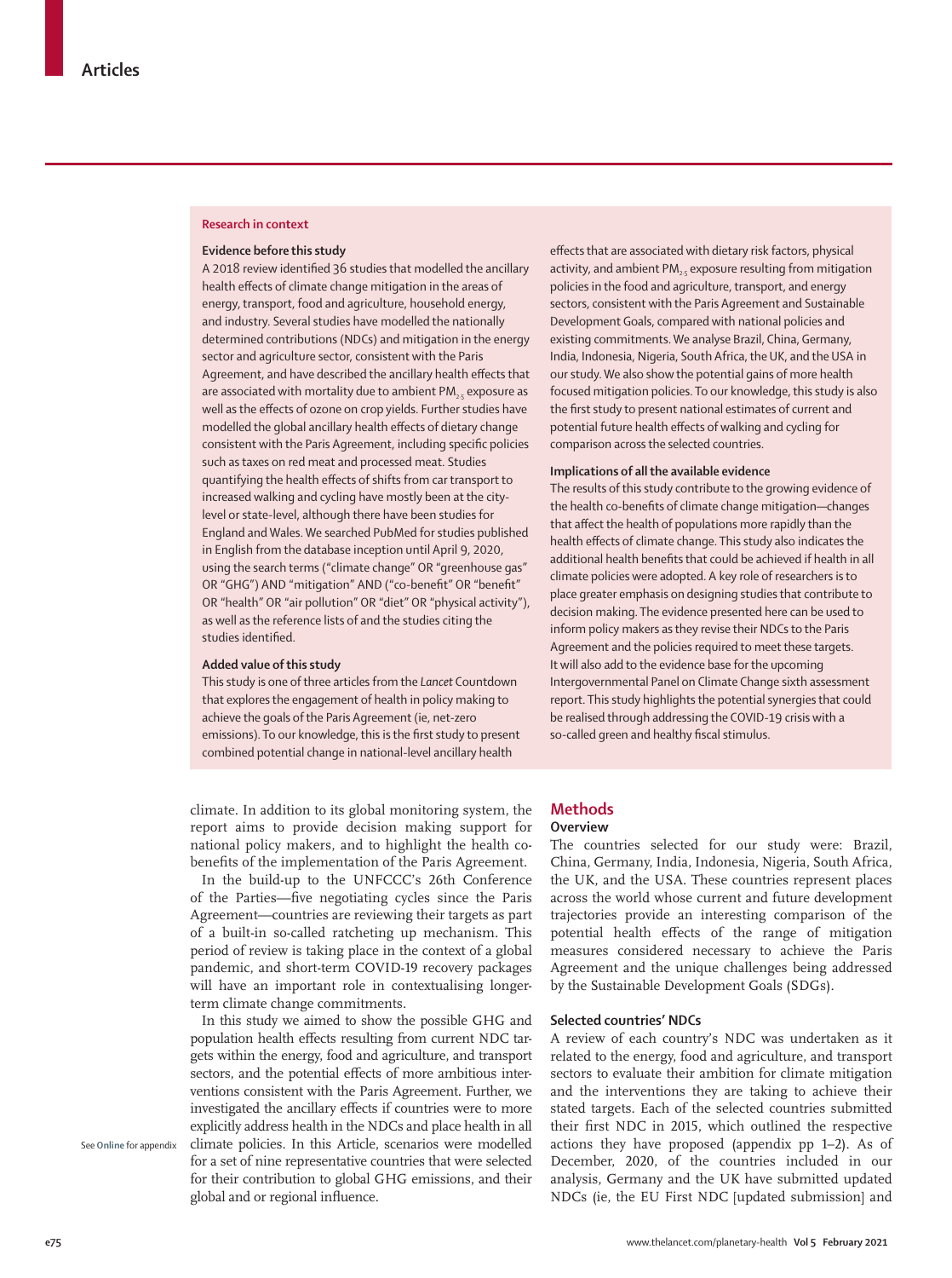## Research in context

### Evidence before this study

A 2018 review identified 36 studies that modelled the ancillary health effects of climate change mitigation in the areas of energy, transport, food and agriculture, household energy, and industry. Several studies have modelled the nationally determined contributions (NDCs) and mitigation in the energy sector and agriculture sector, consistent with the Paris Agreement, and have described the ancillary health effects that are associated with mortality due to ambient $PM_{2.5}$ exposure as well as the effects of ozone on crop yields. Further studies have modelled the global ancillary health effects of dietary change consistent with the Paris Agreement, including specific policies such as taxes on red meat and processed meat. Studies quantifying the health effects of shifts from car transport to increased walking and cycling have mostly been at the city-level or state-level, although there have been studies for England and Wales. We searched PubMed for studies published in English from the database inception until April 9, 2020, using the search terms ("climate change" OR "greenhouse gas" OR "GHG") AND "mitigation" AND ("co-benefit" OR "benefit" OR "health" OR "air pollution" OR "diet" OR "physical activity"), as well as the reference lists of and the studies citing the studies identified.

### Added value of this study

This study is one of three articles from the *Lancet* Countdown that explores the engagement of health in policy making to achieve the goals of the Paris Agreement (ie, net-zero emissions). To our knowledge, this is the first study to present combined potential change in national-level ancillary health effects that are associated with dietary risk factors, physical activity, and ambient $PM_{2.5}$ exposure resulting from mitigation policies in the food and agriculture, transport, and energy sectors, consistent with the Paris Agreement and Sustainable Development Goals, compared with national policies and existing commitments. We analyse Brazil, China, Germany, India, Indonesia, Nigeria, South Africa, the UK, and the USA in our study. We also show the potential gains of more health focused mitigation policies. To our knowledge, this study is also the first study to present national estimates of current and potential future health effects of walking and cycling for comparison across the selected countries.

### Implications of all the available evidence

The results of this study contribute to the growing evidence of the health co-benefits of climate change mitigation—changes that affect the health of populations more rapidly than the health effects of climate change. This study also indicates the additional health benefits that could be achieved if health in all climate policies were adopted. A key role of researchers is to place greater emphasis on designing studies that contribute to decision making. The evidence presented here can be used to inform policy makers as they revise their NDCs to the Paris Agreement and the policies required to meet these targets. It will also add to the evidence base for the upcoming Intergovernmental Panel on Climate Change sixth assessment report. This study highlights the potential synergies that could be realised through addressing the COVID-19 crisis with a so-called green and healthy fiscal stimulus.

climate. In addition to its global monitoring system, the report aims to provide decision making support for national policy makers, and to highlight the health co-benefits of the implementation of the Paris Agreement.

In the build-up to the UNFCCC's 26th Conference of the Parties—five negotiating cycles since the Paris Agreement—countries are reviewing their targets as part of a built-in so-called ratcheting up mechanism. This period of review is taking place in the context of a global pandemic, and short-term COVID-19 recovery packages will have an important role in contextualising longer-term climate change commitments.

In this study we aimed to show the possible GHG and population health effects resulting from current NDC targets within the energy, food and agriculture, and transport sectors, and the potential effects of more ambitious interventions consistent with the Paris Agreement. Further, we investigated the ancillary effects if countries were to more explicitly address health in the NDCs and place health in all climate policies. In this Article, scenarios were modelled for a set of nine representative countries that were selected for their contribution to global GHG emissions, and their global and or regional influence.

See **Online** for appendix

## Methods

### Overview

The countries selected for our study were: Brazil, China, Germany, India, Indonesia, Nigeria, South Africa, the UK, and the USA. These countries represent places across the world whose current and future development trajectories provide an interesting comparison of the potential health effects of the range of mitigation measures considered necessary to achieve the Paris Agreement and the unique challenges being addressed by the Sustainable Development Goals (SDGs).

### Selected countries' NDCs

A review of each country's NDC was undertaken as it related to the energy, food and agriculture, and transport sectors to evaluate their ambition for climate mitigation and the interventions they are taking to achieve their stated targets. Each of the selected countries submitted their first NDC in 2015, which outlined the respective actions they have proposed (appendix pp 1–2). As of December, 2020, of the countries included in our analysis, Germany and the UK have submitted updated NDCs (ie, the EU First NDC [updated submission] and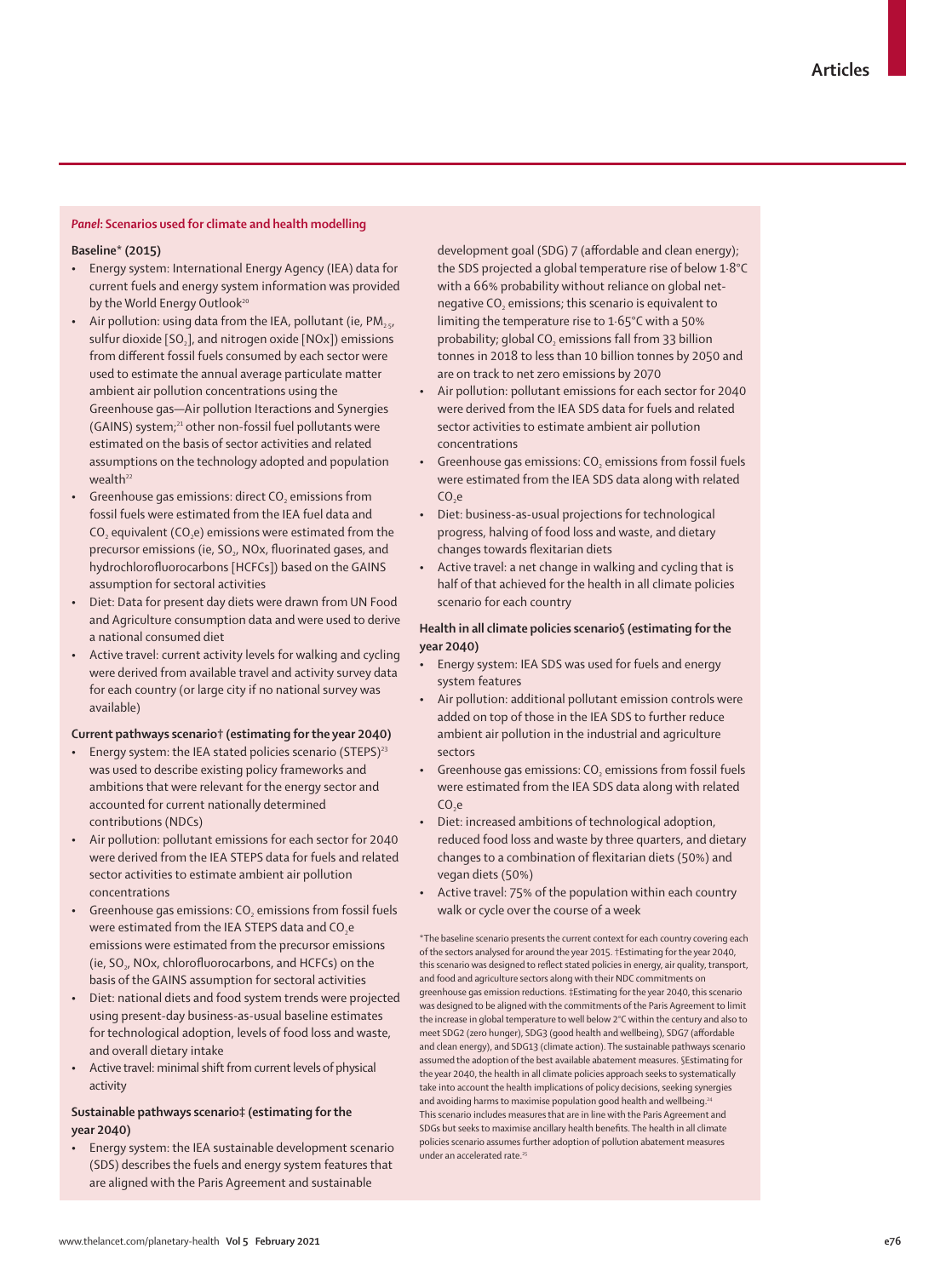*Panel*: **Scenarios used for climate and health modelling**

**Baseline* (2015)**

- Energy system: International Energy Agency (IEA) data for current fuels and energy system information was provided by the World Energy Outlook[20]
- Air pollution: using data from the IEA, pollutant (ie, $PM_{2.5}$, sulfur dioxide [$SO_2$], and nitrogen oxide [NOx]) emissions from different fossil fuels consumed by each sector were used to estimate the annual average particulate matter ambient air pollution concentrations using the Greenhouse gas—Air pollution Iteractions and Synergies (GAINS) system;[21] other non-fossil fuel pollutants were estimated on the basis of sector activities and related assumptions on the technology adopted and population wealth[22]
- Greenhouse gas emissions: direct $CO_2$ emissions from fossil fuels were estimated from the IEA fuel data and $CO_2$ equivalent ($CO_2e$) emissions were estimated from the precursor emissions (ie, $SO_2$, NOx, fluorinated gases, and hydrochlorofluorocarbons [HCFCs]) based on the GAINS assumption for sectoral activities
- Diet: Data for present day diets were drawn from UN Food and Agriculture consumption data and were used to derive a national consumed diet
- Active travel: current activity levels for walking and cycling were derived from available travel and activity survey data for each country (or large city if no national survey was available)

**Current pathways scenario† (estimating for the year 2040)**

- Energy system: the IEA stated policies scenario (STEPS)[23] was used to describe existing policy frameworks and ambitions that were relevant for the energy sector and accounted for current nationally determined contributions (NDCs)
- Air pollution: pollutant emissions for each sector for 2040 were derived from the IEA STEPS data for fuels and related sector activities to estimate ambient air pollution concentrations
- Greenhouse gas emissions: $CO_2$ emissions from fossil fuels were estimated from the IEA STEPS data and $CO_2e$ emissions were estimated from the precursor emissions (ie, $SO_2$, NOx, chlorofluorocarbons, and HCFCs) on the basis of the GAINS assumption for sectoral activities
- Diet: national diets and food system trends were projected using present-day business-as-usual baseline estimates for technological adoption, levels of food loss and waste, and overall dietary intake
- Active travel: minimal shift from current levels of physical activity

**Sustainable pathways scenario‡ (estimating for the year 2040)**

- Energy system: the IEA sustainable development scenario (SDS) describes the fuels and energy system features that are aligned with the Paris Agreement and sustainable development goal (SDG) 7 (affordable and clean energy); the SDS projected a global temperature rise of below 1·8°C with a 66% probability without reliance on global net-negative $CO_2$ emissions; this scenario is equivalent to limiting the temperature rise to 1·65°C with a 50% probability; global $CO_2$ emissions fall from 33 billion tonnes in 2018 to less than 10 billion tonnes by 2050 and are on track to net zero emissions by 2070
- Air pollution: pollutant emissions for each sector for 2040 were derived from the IEA SDS data for fuels and related sector activities to estimate ambient air pollution concentrations
- Greenhouse gas emissions: $CO_2$ emissions from fossil fuels were estimated from the IEA SDS data along with related $CO_2e$
- Diet: business-as-usual projections for technological progress, halving of food loss and waste, and dietary changes towards flexitarian diets
- Active travel: a net change in walking and cycling that is half of that achieved for the health in all climate policies scenario for each country

**Health in all climate policies scenario§ (estimating for the year 2040)**

- Energy system: IEA SDS was used for fuels and energy system features
- Air pollution: additional pollutant emission controls were added on top of those in the IEA SDS to further reduce ambient air pollution in the industrial and agriculture sectors
- Greenhouse gas emissions: $CO_2$ emissions from fossil fuels were estimated from the IEA SDS data along with related $CO_2e$
- Diet: increased ambitions of technological adoption, reduced food loss and waste by three quarters, and dietary changes to a combination of flexitarian diets (50%) and vegan diets (50%)
- Active travel: 75% of the population within each country walk or cycle over the course of a week

*The baseline scenario presents the current context for each country covering each of the sectors analysed for around the year 2015. †Estimating for the year 2040, this scenario was designed to reflect stated policies in energy, air quality, transport, and food and agriculture sectors along with their NDC commitments on greenhouse gas emission reductions. ‡Estimating for the year 2040, this scenario was designed to be aligned with the commitments of the Paris Agreement to limit the increase in global temperature to well below 2°C within the century and also to meet SDG2 (zero hunger), SDG3 (good health and wellbeing), SDG7 (affordable and clean energy), and SDG13 (climate action). The sustainable pathways scenario assumed the adoption of the best available abatement measures. §Estimating for the year 2040, the health in all climate policies approach seeks to systematically take into account the health implications of policy decisions, seeking synergies and avoiding harms to maximise population good health and wellbeing.[24] This scenario includes measures that are in line with the Paris Agreement and SDGs but seeks to maximise ancillary health benefits. The health in all climate policies scenario assumes further adoption of pollution abatement measures under an accelerated rate.[25]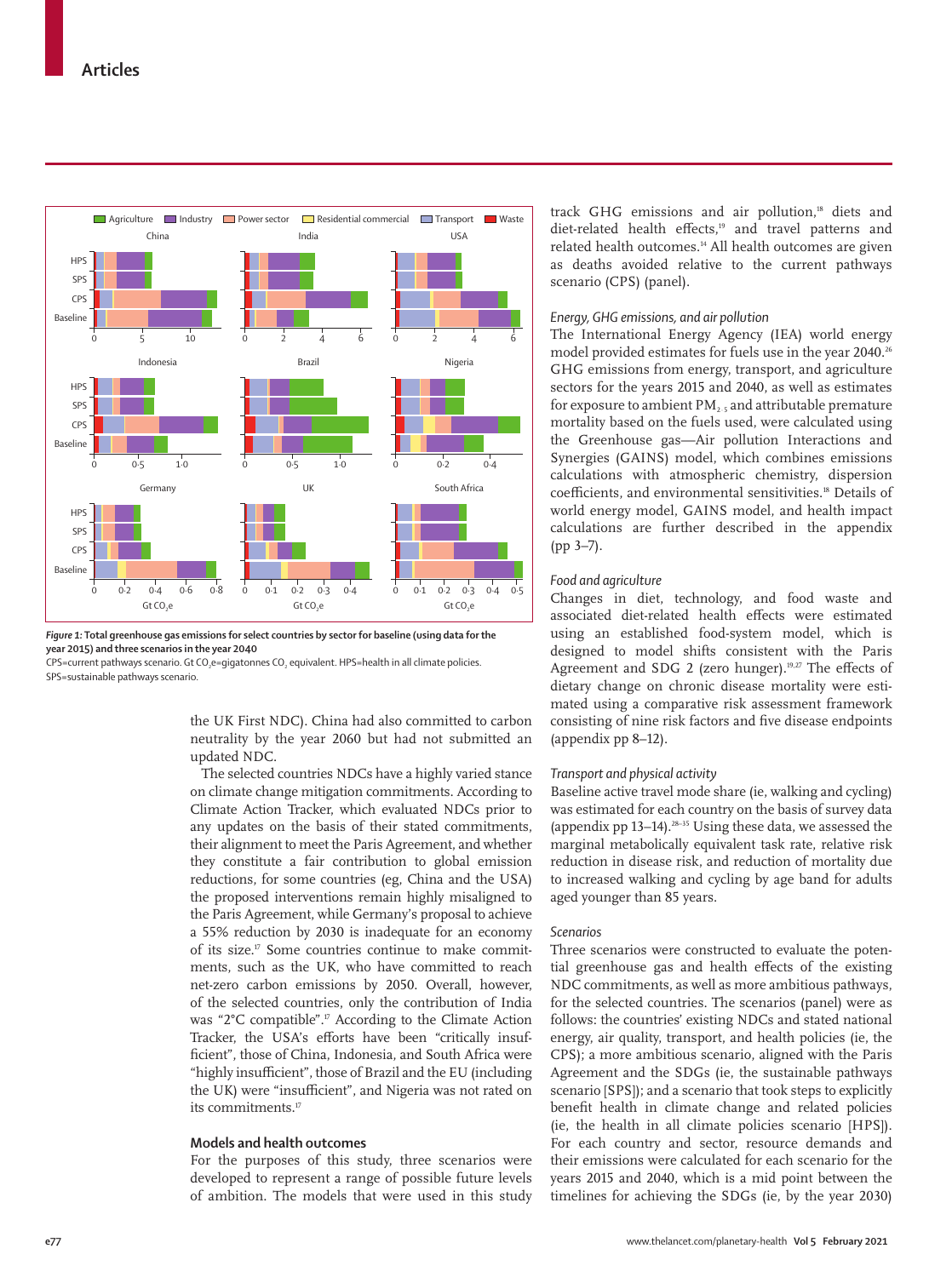*Figure 1:* **Total greenhouse gas emissions for select countries by sector for baseline (using data for the year 2015) and three scenarios in the year 2040**

CPS=current pathways scenario. Gt $CO_2e$=gigatonnes $CO_2$ equivalent. HPS=health in all climate policies. SPS=sustainable pathways scenario.

the UK First NDC). China had also committed to carbon neutrality by the year 2060 but had not submitted an updated NDC.

The selected countries NDCs have a highly varied stance on climate change mitigation commitments. According to Climate Action Tracker, which evaluated NDCs prior to any updates on the basis of their stated commitments, their alignment to meet the Paris Agreement, and whether they constitute a fair contribution to global emission reductions, for some countries (eg, China and the USA) the proposed interventions remain highly misaligned to the Paris Agreement, while Germany's proposal to achieve a 55% reduction by 2030 is inadequate for an economy of its size.[17] Some countries continue to make commitments, such as the UK, who have committed to reach net-zero carbon emissions by 2050. Overall, however, of the selected countries, only the contribution of India was "2°C compatible".[17] According to the Climate Action Tracker, the USA's efforts have been "critically insufficient", those of China, Indonesia, and South Africa were "highly insufficient", those of Brazil and the EU (including the UK) were "insufficient", and Nigeria was not rated on its commitments.[17]

## Models and health outcomes

For the purposes of this study, three scenarios were developed to represent a range of possible future levels of ambition. The models that were used in this study track GHG emissions and air pollution,[18] diets and diet-related health effects,[19] and travel patterns and related health outcomes.[14] All health outcomes are given as deaths avoided relative to the current pathways scenario (CPS) (panel).

### *Energy, GHG emissions, and air pollution*

The International Energy Agency (IEA) world energy model provided estimates for fuels use in the year 2040.[26] GHG emissions from energy, transport, and agriculture sectors for the years 2015 and 2040, as well as estimates for exposure to ambient $PM_{2.5}$ and attributable premature mortality based on the fuels used, were calculated using the Greenhouse gas—Air pollution Interactions and Synergies (GAINS) model, which combines emissions calculations with atmospheric chemistry, dispersion coefficients, and environmental sensitivities.[18] Details of world energy model, GAINS model, and health impact calculations are further described in the appendix (pp 3–7).

### *Food and agriculture*

Changes in diet, technology, and food waste and associated diet-related health effects were estimated using an established food-system model, which is designed to model shifts consistent with the Paris Agreement and SDG 2 (zero hunger).[19,27] The effects of dietary change on chronic disease mortality were estimated using a comparative risk assessment framework consisting of nine risk factors and five disease endpoints (appendix pp 8–12).

### *Transport and physical activity*

Baseline active travel mode share (ie, walking and cycling) was estimated for each country on the basis of survey data (appendix pp 13–14).[28–35] Using these data, we assessed the marginal metabolically equivalent task rate, relative risk reduction in disease risk, and reduction of mortality due to increased walking and cycling by age band for adults aged younger than 85 years.

### *Scenarios*

Three scenarios were constructed to evaluate the potential greenhouse gas and health effects of the existing NDC commitments, as well as more ambitious pathways, for the selected countries. The scenarios (panel) were as follows: the countries' existing NDCs and stated national energy, air quality, transport, and health policies (ie, the CPS); a more ambitious scenario, aligned with the Paris Agreement and the SDGs (ie, the sustainable pathways scenario [SPS]); and a scenario that took steps to explicitly benefit health in climate change and related policies (ie, the health in all climate policies scenario [HPS]). For each country and sector, resource demands and their emissions were calculated for each scenario for the years 2015 and 2040, which is a mid point between the timelines for achieving the SDGs (ie, by the year 2030)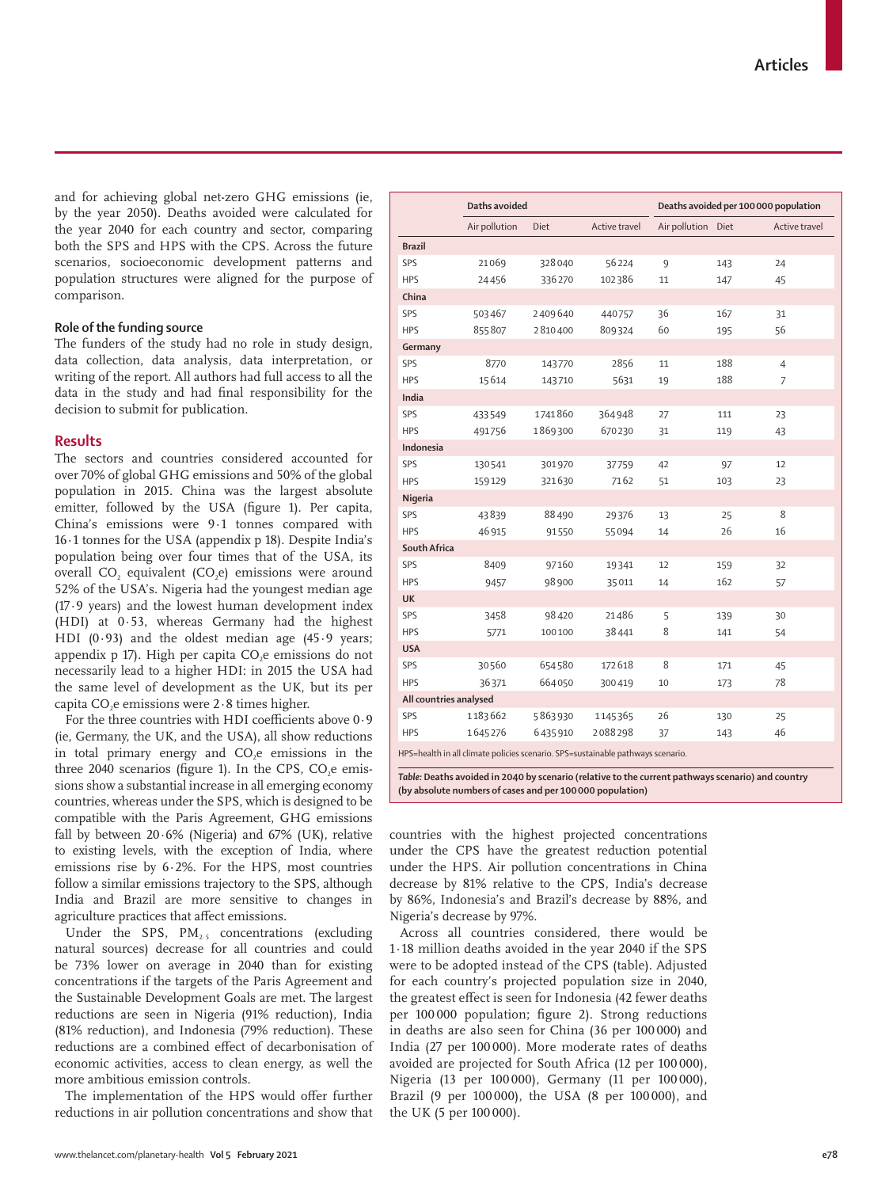and for achieving global net-zero GHG emissions (ie, by the year 2050). Deaths avoided were calculated for the year 2040 for each country and sector, comparing both the SPS and HPS with the CPS. Across the future scenarios, socioeconomic development patterns and population structures were aligned for the purpose of comparison.

### Role of the funding source

The funders of the study had no role in study design, data collection, data analysis, data interpretation, or writing of the report. All authors had full access to all the data in the study and had final responsibility for the decision to submit for publication.

## Results

The sectors and countries considered accounted for over 70% of global GHG emissions and 50% of the global population in 2015. China was the largest absolute emitter, followed by the USA (figure 1). Per capita, China's emissions were 9·1 tonnes compared with 16·1 tonnes for the USA (appendix p 18). Despite India's population being over four times that of the USA, its overall $CO_2$ equivalent ($CO_2e$) emissions were around 52% of the USA's. Nigeria had the youngest median age (17·9 years) and the lowest human development index (HDI) at 0·53, whereas Germany had the highest HDI (0·93) and the oldest median age (45·9 years; appendix p 17). High per capita $CO_2e$ emissions do not necessarily lead to a higher HDI: in 2015 the USA had the same level of development as the UK, but its per capita $CO_2e$ emissions were 2·8 times higher.

For the three countries with HDI coefficients above 0·9 (ie, Germany, the UK, and the USA), all show reductions in total primary energy and $CO_2e$ emissions in the three 2040 scenarios (figure 1). In the CPS, $CO_2e$ emissions show a substantial increase in all emerging economy countries, whereas under the SPS, which is designed to be compatible with the Paris Agreement, GHG emissions fall by between 20·6% (Nigeria) and 67% (UK), relative to existing levels, with the exception of India, where emissions rise by 6·2%. For the HPS, most countries follow a similar emissions trajectory to the SPS, although India and Brazil are more sensitive to changes in agriculture practices that affect emissions.

Under the SPS, $PM_{2.5}$ concentrations (excluding natural sources) decrease for all countries and could be 73% lower on average in 2040 than for existing concentrations if the targets of the Paris Agreement and the Sustainable Development Goals are met. The largest reductions are seen in Nigeria (91% reduction), India (81% reduction), and Indonesia (79% reduction). These reductions are a combined effect of decarbonisation of economic activities, access to clean energy, as well the more ambitious emission controls.

The implementation of the HPS would offer further reductions in air pollution concentrations and show that countries with the highest projected concentrations under the CPS have the greatest reduction potential under the HPS. Air pollution concentrations in China decrease by 81% relative to the CPS, India's decrease by 86%, Indonesia's and Brazil's decrease by 88%, and Nigeria's decrease by 97%.

Across all countries considered, there would be 1·18 million deaths avoided in the year 2040 if the SPS were to be adopted instead of the CPS (table). Adjusted for each country's projected population size in 2040, the greatest effect is seen for Indonesia (42 fewer deaths per 100 000 population; figure 2). Strong reductions in deaths are also seen for China (36 per 100 000) and India (27 per 100 000). More moderate rates of deaths avoided are projected for South Africa (12 per 100 000), Nigeria (13 per 100 000), Germany (11 per 100 000), Brazil (9 per 100 000), the USA (8 per 100 000), and the UK (5 per 100 000).

| | Daths avoided | | | Deaths avoided per 100 000 population | | |
|---|---|---|---|---|---|---|
| | Air pollution | Diet | Active travel | Air pollution | Diet | Active travel |
| **Brazil** | | | | | | |
| SPS | 21 069 | 328 040 | 56 224 | 9 | 143 | 24 |
| HPS | 24 456 | 336 270 | 102 386 | 11 | 147 | 45 |
| **China** | | | | | | |
| SPS | 503 467 | 2 409 640 | 440 757 | 36 | 167 | 31 |
| HPS | 855 807 | 2 810 400 | 809 324 | 60 | 195 | 56 |
| **Germany** | | | | | | |
| SPS | 8770 | 143 770 | 2856 | 11 | 188 | 4 |
| HPS | 15 614 | 143 710 | 5631 | 19 | 188 | 7 |
| **India** | | | | | | |
| SPS | 433 549 | 1 741 860 | 364 948 | 27 | 111 | 23 |
| HPS | 491 756 | 1 869 300 | 670 230 | 31 | 119 | 43 |
| **Indonesia** | | | | | | |
| SPS | 130 541 | 301 970 | 37 759 | 42 | 97 | 12 |
| HPS | 159 129 | 321 630 | 7162 | 51 | 103 | 23 |
| **Nigeria** | | | | | | |
| SPS | 43 839 | 88 490 | 29 376 | 13 | 25 | 8 |
| HPS | 46 915 | 91 550 | 55 094 | 14 | 26 | 16 |
| **South Africa** | | | | | | |
| SPS | 8409 | 97 160 | 19 341 | 12 | 159 | 32 |
| HPS | 9457 | 98 900 | 35 011 | 14 | 162 | 57 |
| **UK** | | | | | | |
| SPS | 3458 | 98 420 | 21 486 | 5 | 139 | 30 |
| HPS | 5771 | 100 100 | 38 441 | 8 | 141 | 54 |
| **USA** | | | | | | |
| SPS | 30 560 | 654 580 | 172 618 | 8 | 171 | 45 |
| HPS | 36 371 | 664 050 | 300 419 | 10 | 173 | 78 |
| **All countries analysed** | | | | | | |
| SPS | 1 183 662 | 5 863 930 | 1 145 365 | 26 | 130 | 25 |
| HPS | 1 645 276 | 6 435 910 | 2 088 298 | 37 | 143 | 46 |

HPS=health in all climate policies scenario. SPS=sustainable pathways scenario.

***Table:*** **Deaths avoided in 2040 by scenario (relative to the current pathways scenario) and country (by absolute numbers of cases and per 100 000 population)**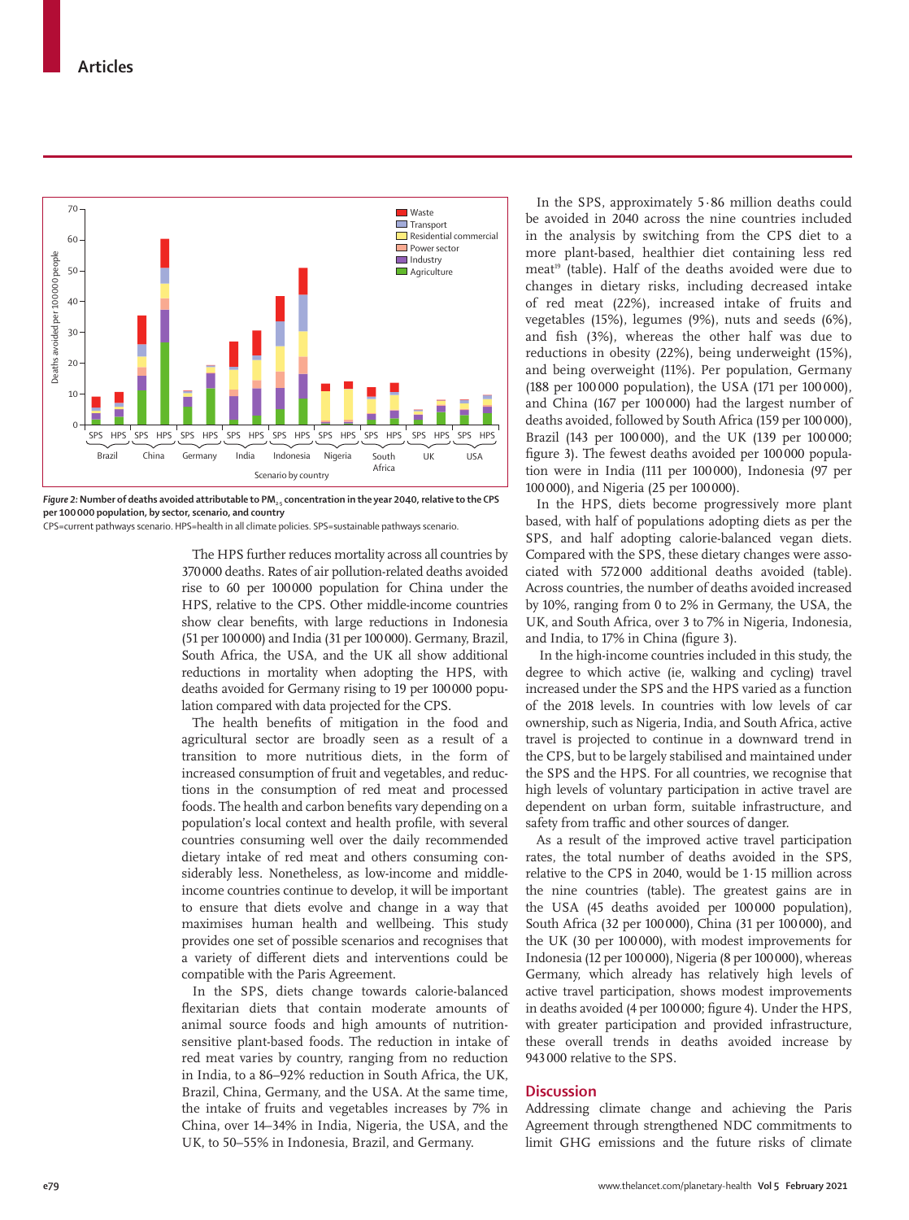*Figure 2:* **Number of deaths avoided attributable to $PM_{2.5}$ concentration in the year 2040, relative to the CPS per 100 000 population, by sector, scenario, and country**

CPS=current pathways scenario. HPS=health in all climate policies. SPS=sustainable pathways scenario.

The HPS further reduces mortality across all countries by 370 000 deaths. Rates of air pollution-related deaths avoided rise to 60 per 100 000 population for China under the HPS, relative to the CPS. Other middle-income countries show clear benefits, with large reductions in Indonesia (51 per 100 000) and India (31 per 100 000). Germany, Brazil, South Africa, the USA, and the UK all show additional reductions in mortality when adopting the HPS, with deaths avoided for Germany rising to 19 per 100 000 population compared with data projected for the CPS.

The health benefits of mitigation in the food and agricultural sector are broadly seen as a result of a transition to more nutritious diets, in the form of increased consumption of fruit and vegetables, and reductions in the consumption of red meat and processed foods. The health and carbon benefits vary depending on a population's local context and health profile, with several countries consuming well over the daily recommended dietary intake of red meat and others consuming considerably less. Nonetheless, as low-income and middle-income countries continue to develop, it will be important to ensure that diets evolve and change in a way that maximises human health and wellbeing. This study provides one set of possible scenarios and recognises that a variety of different diets and interventions could be compatible with the Paris Agreement.

In the SPS, diets change towards calorie-balanced flexitarian diets that contain moderate amounts of animal source foods and high amounts of nutrition-sensitive plant-based foods. The reduction in intake of red meat varies by country, ranging from no reduction in India, to a 86–92% reduction in South Africa, the UK, Brazil, China, Germany, and the USA. At the same time, the intake of fruits and vegetables increases by 7% in China, over 14–34% in India, Nigeria, the USA, and the UK, to 50–55% in Indonesia, Brazil, and Germany.

In the SPS, approximately 5·86 million deaths could be avoided in 2040 across the nine countries included in the analysis by switching from the CPS diet to a more plant-based, healthier diet containing less red meat[19] (table). Half of the deaths avoided were due to changes in dietary risks, including decreased intake of red meat (22%), increased intake of fruits and vegetables (15%), legumes (9%), nuts and seeds (6%), and fish (3%), whereas the other half was due to reductions in obesity (22%), being underweight (15%), and being overweight (11%). Per population, Germany (188 per 100 000 population), the USA (171 per 100 000), and China (167 per 100 000) had the largest number of deaths avoided, followed by South Africa (159 per 100 000), Brazil (143 per 100 000), and the UK (139 per 100 000; figure 3). The fewest deaths avoided per 100 000 population were in India (111 per 100 000), Indonesia (97 per 100 000), and Nigeria (25 per 100 000).

In the HPS, diets become progressively more plant based, with half of populations adopting diets as per the SPS, and half adopting calorie-balanced vegan diets. Compared with the SPS, these dietary changes were associated with 572 000 additional deaths avoided (table). Across countries, the number of deaths avoided increased by 10%, ranging from 0 to 2% in Germany, the USA, the UK, and South Africa, over 3 to 7% in Nigeria, Indonesia, and India, to 17% in China (figure 3).

In the high-income countries included in this study, the degree to which active (ie, walking and cycling) travel increased under the SPS and the HPS varied as a function of the 2018 levels. In countries with low levels of car ownership, such as Nigeria, India, and South Africa, active travel is projected to continue in a downward trend in the CPS, but to be largely stabilised and maintained under the SPS and the HPS. For all countries, we recognise that high levels of voluntary participation in active travel are dependent on urban form, suitable infrastructure, and safety from traffic and other sources of danger.

As a result of the improved active travel participation rates, the total number of deaths avoided in the SPS, relative to the CPS in 2040, would be 1·15 million across the nine countries (table). The greatest gains are in the USA (45 deaths avoided per 100 000 population), South Africa (32 per 100 000), China (31 per 100 000), and the UK (30 per 100 000), with modest improvements for Indonesia (12 per 100 000), Nigeria (8 per 100 000), whereas Germany, which already has relatively high levels of active travel participation, shows modest improvements in deaths avoided (4 per 100 000; figure 4). Under the HPS, with greater participation and provided infrastructure, these overall trends in deaths avoided increase by 943 000 relative to the SPS.

## Discussion

Addressing climate change and achieving the Paris Agreement through strengthened NDC commitments to limit GHG emissions and the future risks of climate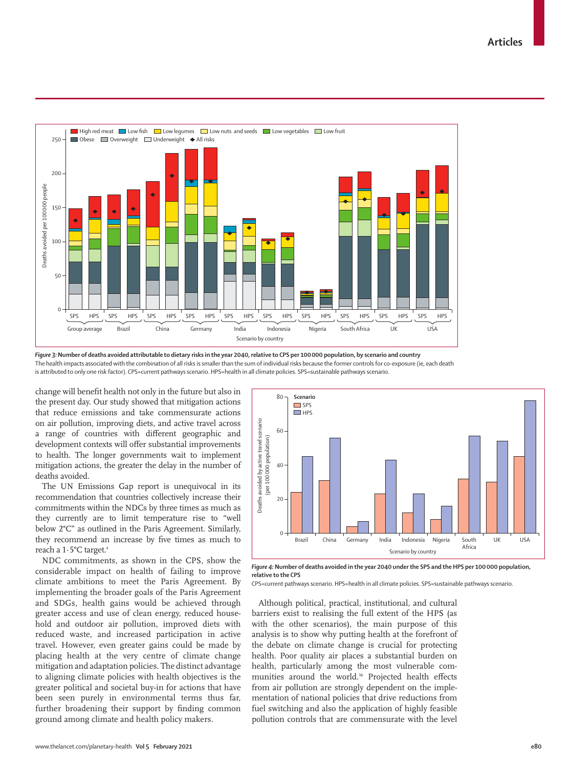*Figure 3:* **Number of deaths avoided attributable to dietary risks in the year 2040, relative to CPS per 100 000 population, by scenario and country**

The health impacts associated with the combination of all risks is smaller than the sum of individual risks because the former controls for co-exposure (ie, each death is attributed to only one risk factor). CPS=current pathways scenario. HPS=health in all climate policies. SPS=sustainable pathways scenario.

change will benefit health not only in the future but also in the present day. Our study showed that mitigation actions that reduce emissions and take commensurate actions on air pollution, improving diets, and active travel across a range of countries with different geographic and development contexts will offer substantial improvements to health. The longer governments wait to implement mitigation actions, the greater the delay in the number of deaths avoided.

The UN Emissions Gap report is unequivocal in its recommendation that countries collectively increase their commitments within the NDCs by three times as much as they currently are to limit temperature rise to "well below 2°C" as outlined in the Paris Agreement. Similarly, they recommend an increase by five times as much to reach a 1·5°C target.[4]

NDC commitments, as shown in the CPS, show the considerable impact on health of failing to improve climate ambitions to meet the Paris Agreement. By implementing the broader goals of the Paris Agreement and SDGs, health gains would be achieved through greater access and use of clean energy, reduced household and outdoor air pollution, improved diets with reduced waste, and increased participation in active travel. However, even greater gains could be made by placing health at the very centre of climate change mitigation and adaptation policies. The distinct advantage to aligning climate policies with health objectives is the greater political and societal buy-in for actions that have been seen purely in environmental terms thus far, further broadening their support by finding common ground among climate and health policy makers.

*Figure 4:* **Number of deaths avoided in the year 2040 under the SPS and the HPS per 100 000 population, relative to the CPS**

CPS=current pathways scenario. HPS=health in all climate policies. SPS=sustainable pathways scenario.

Although political, practical, institutional, and cultural barriers exist to realising the full extent of the HPS (as with the other scenarios), the main purpose of this analysis is to show why putting health at the forefront of the debate on climate change is crucial for protecting health. Poor quality air places a substantial burden on health, particularly among the most vulnerable communities around the world.[36] Projected health effects from air pollution are strongly dependent on the implementation of national policies that drive reductions from fuel switching and also the application of highly feasible pollution controls that are commensurate with the level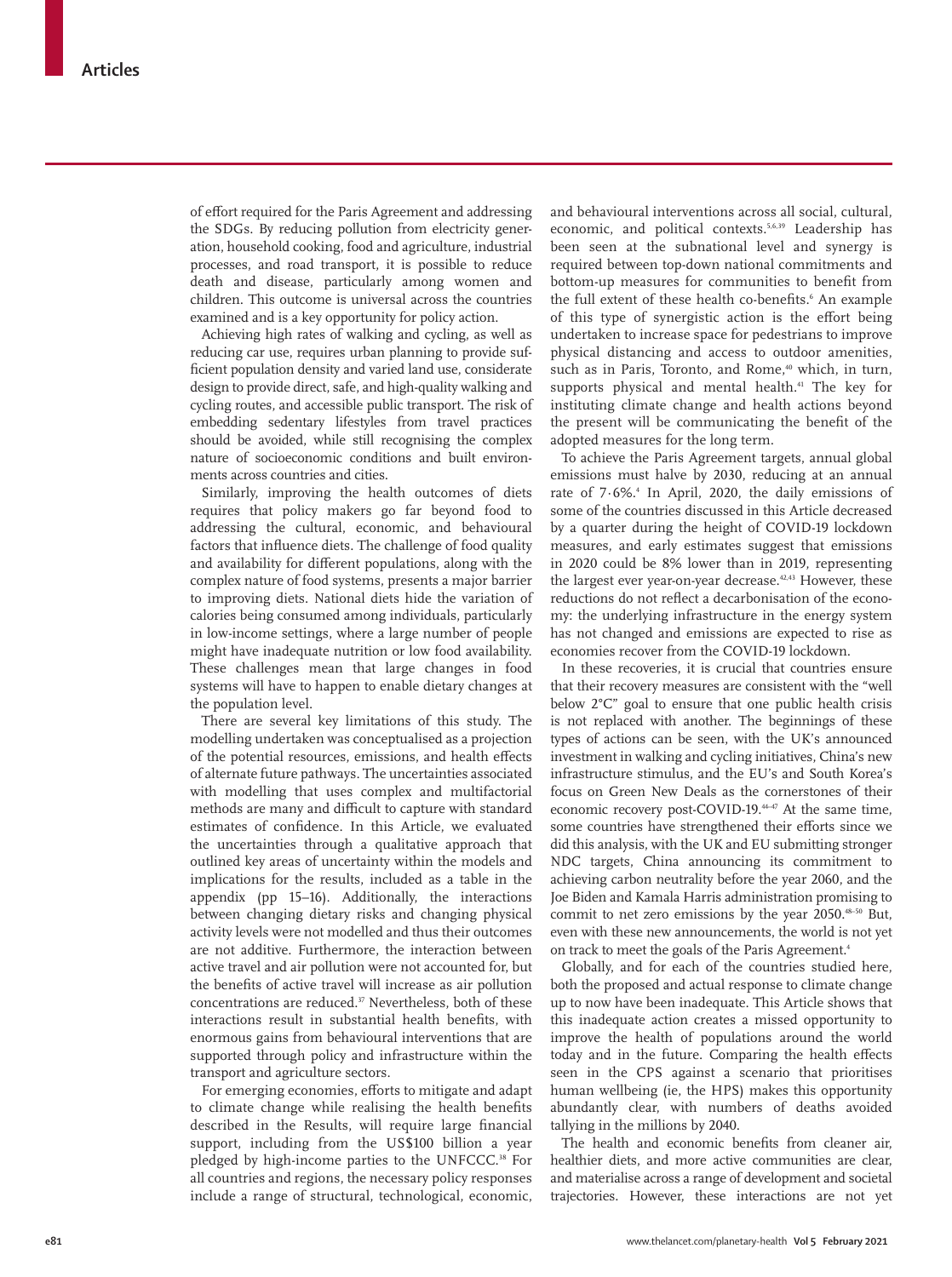of effort required for the Paris Agreement and addressing the SDGs. By reducing pollution from electricity generation, household cooking, food and agriculture, industrial processes, and road transport, it is possible to reduce death and disease, particularly among women and children. This outcome is universal across the countries examined and is a key opportunity for policy action.

Achieving high rates of walking and cycling, as well as reducing car use, requires urban planning to provide sufficient population density and varied land use, considerate design to provide direct, safe, and high-quality walking and cycling routes, and accessible public transport. The risk of embedding sedentary lifestyles from travel practices should be avoided, while still recognising the complex nature of socioeconomic conditions and built environments across countries and cities.

Similarly, improving the health outcomes of diets requires that policy makers go far beyond food to addressing the cultural, economic, and behavioural factors that influence diets. The challenge of food quality and availability for different populations, along with the complex nature of food systems, presents a major barrier to improving diets. National diets hide the variation of calories being consumed among individuals, particularly in low-income settings, where a large number of people might have inadequate nutrition or low food availability. These challenges mean that large changes in food systems will have to happen to enable dietary changes at the population level.

There are several key limitations of this study. The modelling undertaken was conceptualised as a projection of the potential resources, emissions, and health effects of alternate future pathways. The uncertainties associated with modelling that uses complex and multifactorial methods are many and difficult to capture with standard estimates of confidence. In this Article, we evaluated the uncertainties through a qualitative approach that outlined key areas of uncertainty within the models and implications for the results, included as a table in the appendix (pp 15–16). Additionally, the interactions between changing dietary risks and changing physical activity levels were not modelled and thus their outcomes are not additive. Furthermore, the interaction between active travel and air pollution were not accounted for, but the benefits of active travel will increase as air pollution concentrations are reduced.[37] Nevertheless, both of these interactions result in substantial health benefits, with enormous gains from behavioural interventions that are supported through policy and infrastructure within the transport and agriculture sectors.

For emerging economies, efforts to mitigate and adapt to climate change while realising the health benefits described in the Results, will require large financial support, including from the US$100 billion a year pledged by high-income parties to the UNFCCC.[38] For all countries and regions, the necessary policy responses include a range of structural, technological, economic, and behavioural interventions across all social, cultural, economic, and political contexts.[5,6,39] Leadership has been seen at the subnational level and synergy is required between top-down national commitments and bottom-up measures for communities to benefit from the full extent of these health co-benefits.[6] An example of this type of synergistic action is the effort being undertaken to increase space for pedestrians to improve physical distancing and access to outdoor amenities, such as in Paris, Toronto, and Rome,[40] which, in turn, supports physical and mental health.[41] The key for instituting climate change and health actions beyond the present will be communicating the benefit of the adopted measures for the long term.

To achieve the Paris Agreement targets, annual global emissions must halve by 2030, reducing at an annual rate of 7·6%.[4] In April, 2020, the daily emissions of some of the countries discussed in this Article decreased by a quarter during the height of COVID-19 lockdown measures, and early estimates suggest that emissions in 2020 could be 8% lower than in 2019, representing the largest ever year-on-year decrease.[42,43] However, these reductions do not reflect a decarbonisation of the economy: the underlying infrastructure in the energy system has not changed and emissions are expected to rise as economies recover from the COVID-19 lockdown.

In these recoveries, it is crucial that countries ensure that their recovery measures are consistent with the "well below 2°C" goal to ensure that one public health crisis is not replaced with another. The beginnings of these types of actions can be seen, with the UK's announced investment in walking and cycling initiatives, China's new infrastructure stimulus, and the EU's and South Korea's focus on Green New Deals as the cornerstones of their economic recovery post-COVID-19.[44–47] At the same time, some countries have strengthened their efforts since we did this analysis, with the UK and EU submitting stronger NDC targets, China announcing its commitment to achieving carbon neutrality before the year 2060, and the Joe Biden and Kamala Harris administration promising to commit to net zero emissions by the year 2050.[48–50] But, even with these new announcements, the world is not yet on track to meet the goals of the Paris Agreement.[4]

Globally, and for each of the countries studied here, both the proposed and actual response to climate change up to now have been inadequate. This Article shows that this inadequate action creates a missed opportunity to improve the health of populations around the world today and in the future. Comparing the health effects seen in the CPS against a scenario that prioritises human wellbeing (ie, the HPS) makes this opportunity abundantly clear, with numbers of deaths avoided tallying in the millions by 2040.

The health and economic benefits from cleaner air, healthier diets, and more active communities are clear, and materialise across a range of development and societal trajectories. However, these interactions are not yet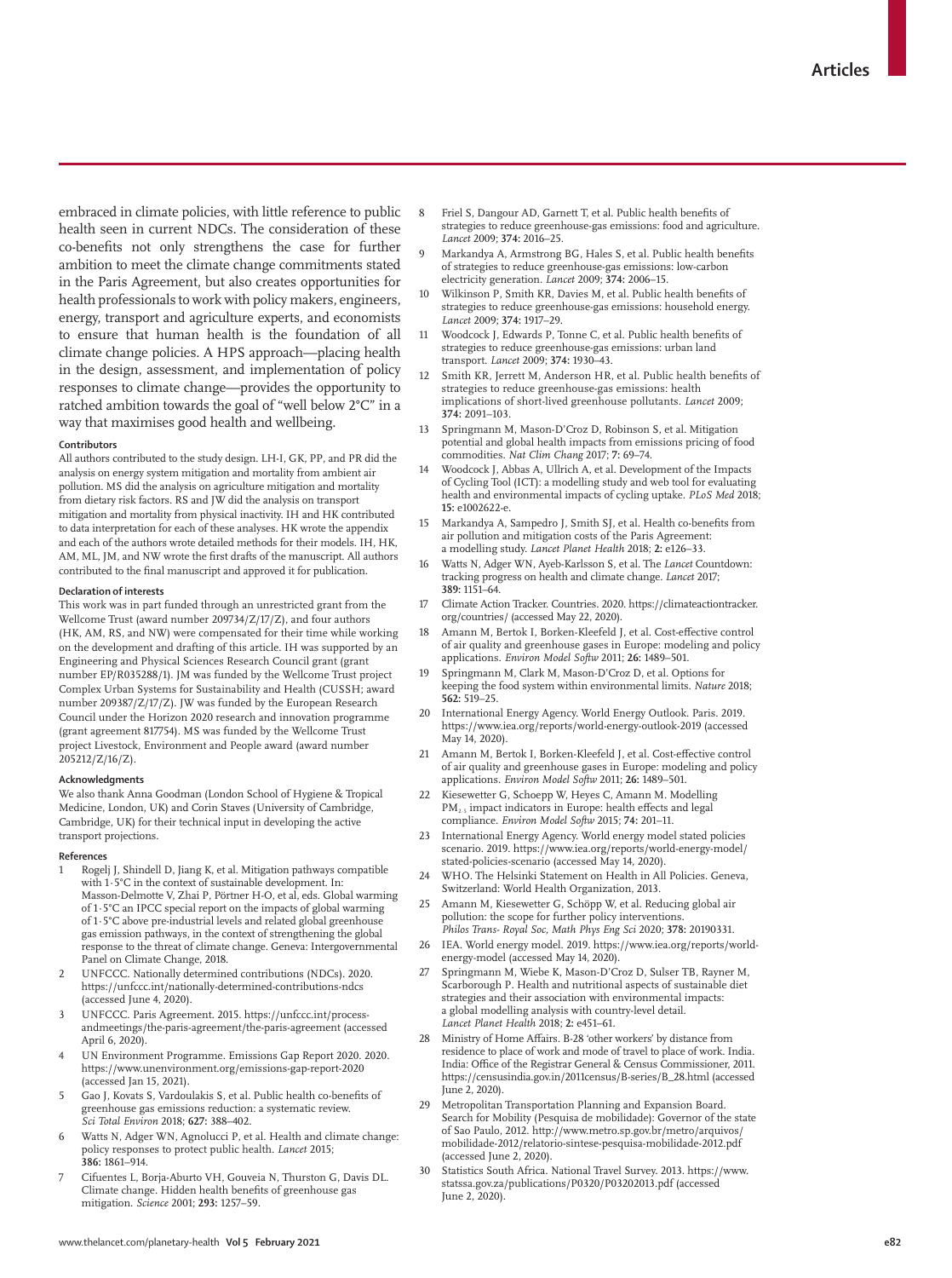embraced in climate policies, with little reference to public health seen in current NDCs. The consideration of these co-benefits not only strengthens the case for further ambition to meet the climate change commitments stated in the Paris Agreement, but also creates opportunities for health professionals to work with policy makers, engineers, energy, transport and agriculture experts, and economists to ensure that human health is the foundation of all climate change policies. A HPS approach—placing health in the design, assessment, and implementation of policy responses to climate change—provides the opportunity to ratched ambition towards the goal of "well below 2°C" in a way that maximises good health and wellbeing.

#### Contributors

All authors contributed to the study design. LH-I, GK, PP, and PR did the analysis on energy system mitigation and mortality from ambient air pollution. MS did the analysis on agriculture mitigation and mortality from dietary risk factors. RS and JW did the analysis on transport mitigation and mortality from physical inactivity. IH and HK contributed to data interpretation for each of these analyses. HK wrote the appendix and each of the authors wrote detailed methods for their models. IH, HK, AM, ML, JM, and NW wrote the first drafts of the manuscript. All authors contributed to the final manuscript and approved it for publication.

#### Declaration of interests

This work was in part funded through an unrestricted grant from the Wellcome Trust (award number 209734/Z/17/Z), and four authors (HK, AM, RS, and NW) were compensated for their time while working on the development and drafting of this article. IH was supported by an Engineering and Physical Sciences Research Council grant (grant number EP/R035288/1). JM was funded by the Wellcome Trust project Complex Urban Systems for Sustainability and Health (CUSSH; award number 209387/Z/17/Z). JW was funded by the European Research Council under the Horizon 2020 research and innovation programme (grant agreement 817754). MS was funded by the Wellcome Trust project Livestock, Environment and People award (award number 205212/Z/16/Z).

#### Acknowledgments

We also thank Anna Goodman (London School of Hygiene & Tropical Medicine, London, UK) and Corin Staves (University of Cambridge, Cambridge, UK) for their technical input in developing the active transport projections.

#### References

1. Rogelj J, Shindell D, Jiang K, et al. Mitigation pathways compatible with 1·5°C in the context of sustainable development. In: Masson-Delmotte V, Zhai P, Pörtner H-O, et al, eds. Global warming of 1·5°C an IPCC special report on the impacts of global warming of 1·5°C above pre-industrial levels and related global greenhouse gas emission pathways, in the context of strengthening the global response to the threat of climate change. Geneva: Intergovernmental Panel on Climate Change, 2018.
2. UNFCCC. Nationally determined contributions (NDCs). 2020. https://unfccc.int/nationally-determined-contributions-ndcs (accessed June 4, 2020).
3. UNFCCC. Paris Agreement. 2015. https://unfccc.int/process-andmeetings/the-paris-agreement/the-paris-agreement (accessed April 6, 2020).
4. UN Environment Programme. Emissions Gap Report 2020. 2020. https://www.unenvironment.org/emissions-gap-report-2020 (accessed Jan 15, 2021).
5. Gao J, Kovats S, Vardoulakis S, et al. Public health co-benefits of greenhouse gas emissions reduction: a systematic review. *Sci Total Environ* 2018; **627:** 388–402.
6. Watts N, Adger WN, Agnolucci P, et al. Health and climate change: policy responses to protect public health. *Lancet* 2015; **386:** 1861–914.
7. Cifuentes L, Borja-Aburto VH, Gouveia N, Thurston G, Davis DL. Climate change. Hidden health benefits of greenhouse gas mitigation. *Science* 2001; **293:** 1257–59.
8. Friel S, Dangour AD, Garnett T, et al. Public health benefits of strategies to reduce greenhouse-gas emissions: food and agriculture. *Lancet* 2009; **374:** 2016–25.
9. Markandya A, Armstrong BG, Hales S, et al. Public health benefits of strategies to reduce greenhouse-gas emissions: low-carbon electricity generation. *Lancet* 2009; **374:** 2006–15.
10. Wilkinson P, Smith KR, Davies M, et al. Public health benefits of strategies to reduce greenhouse-gas emissions: household energy. *Lancet* 2009; **374:** 1917–29.
11. Woodcock J, Edwards P, Tonne C, et al. Public health benefits of strategies to reduce greenhouse-gas emissions: urban land transport. *Lancet* 2009; **374:** 1930–43.
12. Smith KR, Jerrett M, Anderson HR, et al. Public health benefits of strategies to reduce greenhouse-gas emissions: health implications of short-lived greenhouse pollutants. *Lancet* 2009; **374:** 2091–103.
13. Springmann M, Mason-D'Croz D, Robinson S, et al. Mitigation potential and global health impacts from emissions pricing of food commodities. *Nat Clim Chang* 2017; **7:** 69–74.
14. Woodcock J, Abbas A, Ullrich A, et al. Development of the Impacts of Cycling Tool (ICT): a modelling study and web tool for evaluating health and environmental impacts of cycling uptake. *PLoS Med* 2018; **15:** e1002622-e.
15. Markandya A, Sampedro J, Smith SJ, et al. Health co-benefits from air pollution and mitigation costs of the Paris Agreement: a modelling study. *Lancet Planet Health* 2018; **2:** e126–33.
16. Watts N, Adger WN, Ayeb-Karlsson S, et al. The *Lancet* Countdown: tracking progress on health and climate change. *Lancet* 2017; **389:** 1151–64.
17. Climate Action Tracker. Countries. 2020. https://climateactiontracker.org/countries/ (accessed May 22, 2020).
18. Amann M, Bertok I, Borken-Kleefeld J, et al. Cost-effective control of air quality and greenhouse gases in Europe: modeling and policy applications. *Environ Model Softw* 2011; **26:** 1489–501.
19. Springmann M, Clark M, Mason-D'Croz D, et al. Options for keeping the food system within environmental limits. *Nature* 2018; **562:** 519–25.
20. International Energy Agency. World Energy Outlook. Paris. 2019. https://www.iea.org/reports/world-energy-outlook-2019 (accessed May 14, 2020).
21. Amann M, Bertok I, Borken-Kleefeld J, et al. Cost-effective control of air quality and greenhouse gases in Europe: modeling and policy applications. *Environ Model Softw* 2011; **26:** 1489–501.
22. Kiesewetter G, Schoepp W, Heyes C, Amann M. Modelling $PM_{2.5}$ impact indicators in Europe: health effects and legal compliance. *Environ Model Softw* 2015; **74:** 201–11.
23. International Energy Agency. World energy model stated policies scenario. 2019. https://www.iea.org/reports/world-energy-model/stated-policies-scenario (accessed May 14, 2020).
24. WHO. The Helsinki Statement on Health in All Policies. Geneva, Switzerland: World Health Organization, 2013.
25. Amann M, Kiesewetter G, Schöpp W, et al. Reducing global air pollution: the scope for further policy interventions. *Philos Trans- Royal Soc, Math Phys Eng Sci* 2020; **378:** 20190331.
26. IEA. World energy model. 2019. https://www.iea.org/reports/world-energy-model (accessed May 14, 2020).
27. Springmann M, Wiebe K, Mason-D'Croz D, Sulser TB, Rayner M, Scarborough P. Health and nutritional aspects of sustainable diet strategies and their association with environmental impacts: a global modelling analysis with country-level detail. *Lancet Planet Health* 2018; **2:** e451–61.
28. Ministry of Home Affairs. B-28 'other workers' by distance from residence to place of work and mode of travel to place of work. India. India: Office of the Registrar General & Census Commissioner, 2011. https://censusindia.gov.in/2011census/B-series/B_28.html (accessed June 2, 2020).
29. Metropolitan Transportation Planning and Expansion Board. Search for Mobility (Pesquisa de mobilidade): Governor of the state of Sao Paulo, 2012. http://www.metro.sp.gov.br/metro/arquivos/mobilidade-2012/relatorio-sintese-pesquisa-mobilidade-2012.pdf (accessed June 2, 2020).
30. Statistics South Africa. National Travel Survey. 2013. https://www.statssa.gov.za/publications/P0320/P03202013.pdf (accessed June 2, 2020).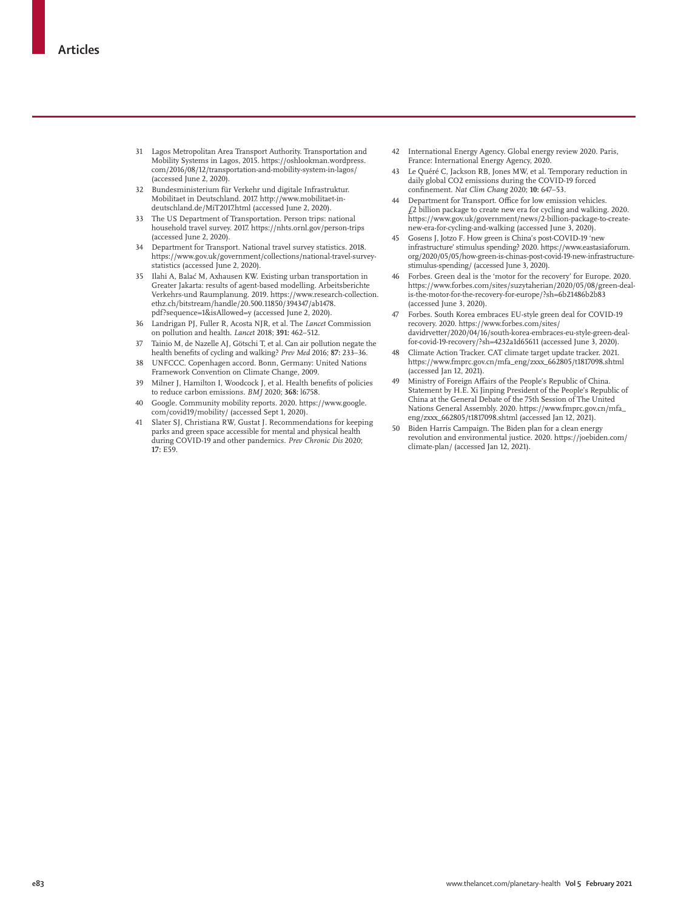31 Lagos Metropolitan Area Transport Authority. Transportation and Mobility Systems in Lagos, 2015. https://oshlookman.wordpress.com/2016/08/12/transportation-and-mobility-system-in-lagos/ (accessed June 2, 2020).

32 Bundesministerium für Verkehr und digitale Infrastruktur. Mobilitaet in Deutschland. 2017. http://www.mobilitaet-in-deutschland.de/MiT2017.html (accessed June 2, 2020).

33 The US Department of Transportation. Person trips: national household travel survey. 2017. https://nhts.ornl.gov/person-trips (accessed June 2, 2020).

34 Department for Transport. National travel survey statistics. 2018. https://www.gov.uk/government/collections/national-travel-survey-statistics (accessed June 2, 2020).

35 Ilahi A, Balać M, Axhausen KW. Existing urban transportation in Greater Jakarta: results of agent-based modelling. Arbeitsberichte Verkehrs-und Raumplanung. 2019. https://www.research-collection.ethz.ch/bitstream/handle/20.500.11850/394347/ab1478.pdf?sequence=1&isAllowed=y (accessed June 2, 2020).

36 Landrigan PJ, Fuller R, Acosta NJR, et al. The *Lancet* Commission on pollution and health. *Lancet* 2018; **391:** 462–512.

37 Tainio M, de Nazelle AJ, Götschi T, et al. Can air pollution negate the health benefits of cycling and walking? *Prev Med* 2016; **87:** 233–36.

38 UNFCCC. Copenhagen accord. Bonn, Germany: United Nations Framework Convention on Climate Change, 2009.

39 Milner J, Hamilton I, Woodcock J, et al. Health benefits of policies to reduce carbon emissions. *BMJ* 2020; **368:** l6758.

40 Google. Community mobility reports. 2020. https://www.google.com/covid19/mobility/ (accessed Sept 1, 2020).

41 Slater SJ, Christiana RW, Gustat J. Recommendations for keeping parks and green space accessible for mental and physical health during COVID-19 and other pandemics. *Prev Chronic Dis* 2020; **17:** E59.

42 International Energy Agency. Global energy review 2020. Paris, France: International Energy Agency, 2020.

43 Le Quéré C, Jackson RB, Jones MW, et al. Temporary reduction in daily global CO2 emissions during the COVID-19 forced confinement. *Nat Clim Chang* 2020; **10:** 647–53.

44 Department for Transport. Office for low emission vehicles. £2 billion package to create new era for cycling and walking. 2020. https://www.gov.uk/government/news/2-billion-package-to-create-new-era-for-cycling-and-walking (accessed June 3, 2020).

45 Gosens J, Jotzo F. How green is China's post-COVID-19 'new infrastructure' stimulus spending? 2020. https://www.eastasiaforum.org/2020/05/05/how-green-is-chinas-post-covid-19-new-infrastructure-stimulus-spending/ (accessed June 3, 2020).

46 Forbes. Green deal is the 'motor for the recovery' for Europe. 2020. https://www.forbes.com/sites/suzytaherian/2020/05/08/green-deal-is-the-motor-for-the-recovery-for-europe/?sh=6b21486b2b83 (accessed June 3, 2020).

47 Forbes. South Korea embraces EU-style green deal for COVID-19 recovery. 2020. https://www.forbes.com/sites/davidrvetter/2020/04/16/south-korea-embraces-eu-style-green-deal-for-covid-19-recovery/?sh=4232a1d65611 (accessed June 3, 2020).

48 Climate Action Tracker. CAT climate target update tracker. 2021. https://www.fmprc.gov.cn/mfa_eng/zxxx_662805/t1817098.shtml (accessed Jan 12, 2021).

49 Ministry of Foreign Affairs of the People's Republic of China. Statement by H.E. Xi Jinping President of the People's Republic of China at the General Debate of the 75th Session of The United Nations General Assembly. 2020. https://www.fmprc.gov.cn/mfa_eng/zxxx_662805/t1817098.shtml (accessed Jan 12, 2021).

50 Biden Harris Campaign. The Biden plan for a clean energy revolution and environmental justice. 2020. https://joebiden.com/climate-plan/ (accessed Jan 12, 2021).